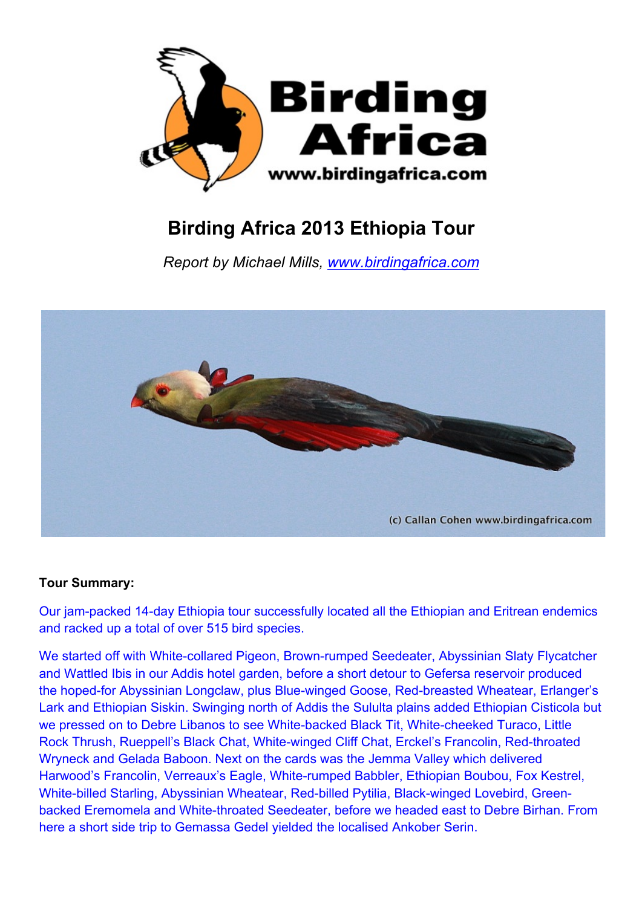# Birding Africa 2013 Ethiopia Tour

*Report by Michael Mills, [www.birdingafrica.com](www.birdingafrica.com)*

**Tour Summary:**

Our jam-packed 14-day Ethiopia tour successfully located all the Ethiopian and Eritrean endemics and racked up a total of over 515 bird species.

We started off with White-collared Pigeon, Brown-rumped Seedeater, Abyssinian Slaty Flycatcher and Wattled Ibis in our Addis hotel garden, before a short detour to Gefersa reservoir produced the hoped-for Abyssinian Longclaw, plus Blue-winged Goose, Red-breasted Wheatear, Erlanger's Lark and Ethiopian Siskin. Swinging north of Addis the Sululta plains added Ethiopian Cisticola but we pressed on to Debre Libanos to see White-backed Black Tit, White-cheeked Turaco, Little Rock Thrush, Rueppell's Black Chat, White-winged Cliff Chat, Erckel's Francolin, Red-throated Wryneck and Gelada Baboon. Next on the cards was the Jemma Valley which delivered Harwood's Francolin, Verreaux's Eagle, White-rumped Babbler, Ethiopian Boubou, Fox Kestrel, White-billed Starling, Abyssinian Wheatear, Red-billed Pytilia, Black-winged Lovebird, Green-backed Eremomela and White-throated Seedeater, before we headed east to Debre Birhan. From here a short side trip to Gemassa Gedel yielded the localised Ankober Serin.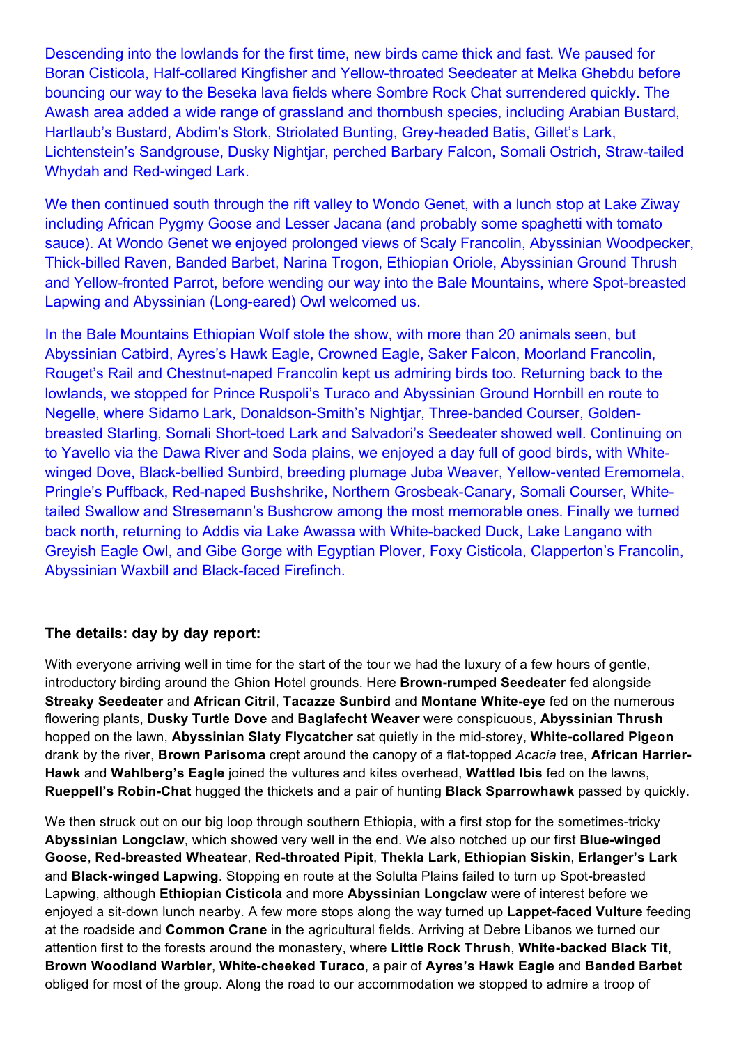Descending into the lowlands for the first time, new birds came thick and fast. We paused for Boran Cisticola, Half-collared Kingfisher and Yellow-throated Seedeater at Melka Ghebdu before bouncing our way to the Beseka lava fields where Sombre Rock Chat surrendered quickly. The Awash area added a wide range of grassland and thornbush species, including Arabian Bustard, Hartlaub's Bustard, Abdim's Stork, Striolated Bunting, Grey-headed Batis, Gillet's Lark, Lichtenstein's Sandgrouse, Dusky Nightjar, perched Barbary Falcon, Somali Ostrich, Straw-tailed Whydah and Red-winged Lark.

We then continued south through the rift valley to Wondo Genet, with a lunch stop at Lake Ziway including African Pygmy Goose and Lesser Jacana (and probably some spaghetti with tomato sauce). At Wondo Genet we enjoyed prolonged views of Scaly Francolin, Abyssinian Woodpecker, Thick-billed Raven, Banded Barbet, Narina Trogon, Ethiopian Oriole, Abyssinian Ground Thrush and Yellow-fronted Parrot, before wending our way into the Bale Mountains, where Spot-breasted Lapwing and Abyssinian (Long-eared) Owl welcomed us.

In the Bale Mountains Ethiopian Wolf stole the show, with more than 20 animals seen, but Abyssinian Catbird, Ayres's Hawk Eagle, Crowned Eagle, Saker Falcon, Moorland Francolin, Rouget's Rail and Chestnut-naped Francolin kept us admiring birds too. Returning back to the lowlands, we stopped for Prince Ruspoli's Turaco and Abyssinian Ground Hornbill en route to Negelle, where Sidamo Lark, Donaldson-Smith's Nightjar, Three-banded Courser, Golden-breasted Starling, Somali Short-toed Lark and Salvadori's Seedeater showed well. Continuing on to Yavello via the Dawa River and Soda plains, we enjoyed a day full of good birds, with White-winged Dove, Black-bellied Sunbird, breeding plumage Juba Weaver, Yellow-vented Eremomela, Pringle's Puffback, Red-naped Bushshrike, Northern Grosbeak-Canary, Somali Courser, White-tailed Swallow and Stresemann's Bushcrow among the most memorable ones. Finally we turned back north, returning to Addis via Lake Awassa with White-backed Duck, Lake Langano with Greyish Eagle Owl, and Gibe Gorge with Egyptian Plover, Foxy Cisticola, Clapperton's Francolin, Abyssinian Waxbill and Black-faced Firefinch.

### The details: day by day report:

With everyone arriving well in time for the start of the tour we had the luxury of a few hours of gentle, introductory birding around the Ghion Hotel grounds. Here **Brown-rumped Seedeater** fed alongside **Streaky Seedeater** and **African Citril**, **Tacazze Sunbird** and **Montane White-eye** fed on the numerous flowering plants, **Dusky Turtle Dove** and **Baglafecht Weaver** were conspicuous, **Abyssinian Thrush** hopped on the lawn, **Abyssinian Slaty Flycatcher** sat quietly in the mid-storey, **White-collared Pigeon** drank by the river, **Brown Parisoma** crept around the canopy of a flat-topped *Acacia* tree, **African Harrier-Hawk** and **Wahlberg's Eagle** joined the vultures and kites overhead, **Wattled Ibis** fed on the lawns, **Rueppell's Robin-Chat** hugged the thickets and a pair of hunting **Black Sparrowhawk** passed by quickly.

We then struck out on our big loop through southern Ethiopia, with a first stop for the sometimes-tricky **Abyssinian Longclaw**, which showed very well in the end. We also notched up our first **Blue-winged Goose**, **Red-breasted Wheatear**, **Red-throated Pipit**, **Thekla Lark**, **Ethiopian Siskin**, **Erlanger's Lark** and **Black-winged Lapwing**. Stopping en route at the Solulta Plains failed to turn up Spot-breasted Lapwing, although **Ethiopian Cisticola** and more **Abyssinian Longclaw** were of interest before we enjoyed a sit-down lunch nearby. A few more stops along the way turned up **Lappet-faced Vulture** feeding at the roadside and **Common Crane** in the agricultural fields. Arriving at Debre Libanos we turned our attention first to the forests around the monastery, where **Little Rock Thrush**, **White-backed Black Tit**, **Brown Woodland Warbler**, **White-cheeked Turaco**, a pair of **Ayres's Hawk Eagle** and **Banded Barbet** obliged for most of the group. Along the road to our accommodation we stopped to admire a troop of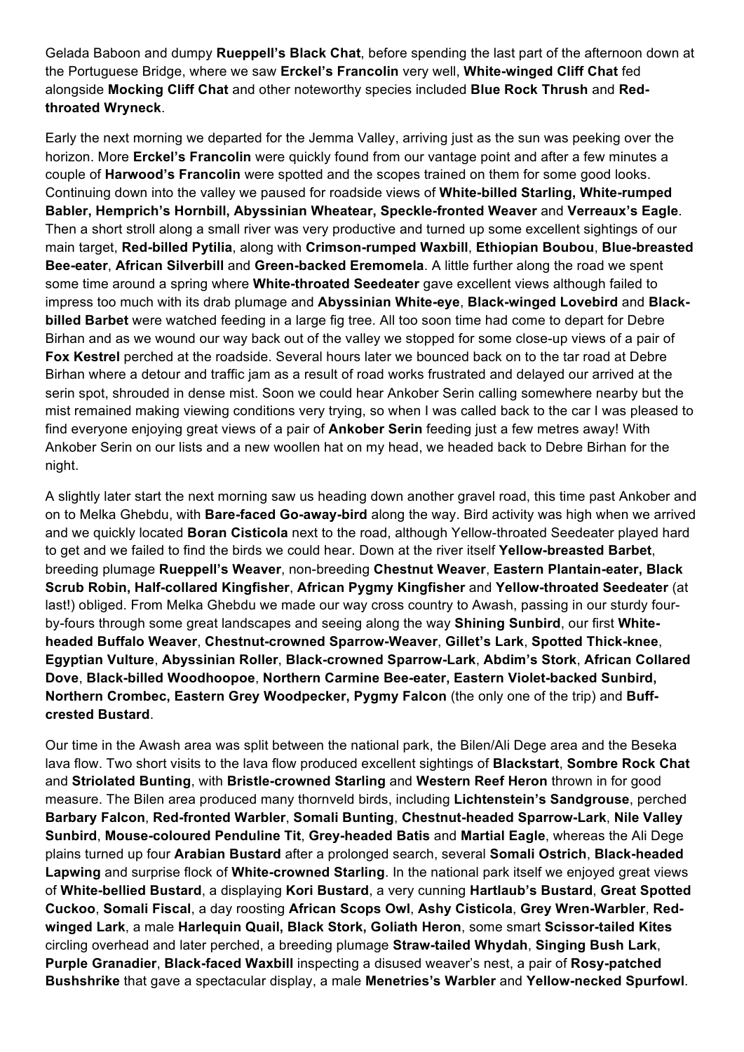Gelada Baboon and dumpy **Rueppell's Black Chat**, before spending the last part of the afternoon down at the Portuguese Bridge, where we saw **Erckel's Francolin** very well, **White-winged Cliff Chat** fed alongside **Mocking Cliff Chat** and other noteworthy species included **Blue Rock Thrush** and **Red-throated Wryneck**.

Early the next morning we departed for the Jemma Valley, arriving just as the sun was peeking over the horizon. More **Erckel's Francolin** were quickly found from our vantage point and after a few minutes a couple of **Harwood's Francolin** were spotted and the scopes trained on them for some good looks. Continuing down into the valley we paused for roadside views of **White-billed Starling, White-rumped Babler, Hemprich's Hornbill, Abyssinian Wheatear, Speckle-fronted Weaver** and **Verreaux's Eagle**. Then a short stroll along a small river was very productive and turned up some excellent sightings of our main target, **Red-billed Pytilia**, along with **Crimson-rumped Waxbill**, **Ethiopian Boubou**, **Blue-breasted Bee-eater**, **African Silverbill** and **Green-backed Eremomela**. A little further along the road we spent some time around a spring where **White-throated Seedeater** gave excellent views although failed to impress too much with its drab plumage and **Abyssinian White-eye**, **Black-winged Lovebird** and **Black-billed Barbet** were watched feeding in a large fig tree. All too soon time had come to depart for Debre Birhan and as we wound our way back out of the valley we stopped for some close-up views of a pair of **Fox Kestrel** perched at the roadside. Several hours later we bounced back on to the tar road at Debre Birhan where a detour and traffic jam as a result of road works frustrated and delayed our arrived at the serin spot, shrouded in dense mist. Soon we could hear Ankober Serin calling somewhere nearby but the mist remained making viewing conditions very trying, so when I was called back to the car I was pleased to find everyone enjoying great views of a pair of **Ankober Serin** feeding just a few metres away! With Ankober Serin on our lists and a new woollen hat on my head, we headed back to Debre Birhan for the night.

A slightly later start the next morning saw us heading down another gravel road, this time past Ankober and on to Melka Ghebdu, with **Bare-faced Go-away-bird** along the way. Bird activity was high when we arrived and we quickly located **Boran Cisticola** next to the road, although Yellow-throated Seedeater played hard to get and we failed to find the birds we could hear. Down at the river itself **Yellow-breasted Barbet**, breeding plumage **Rueppell's Weaver**, non-breeding **Chestnut Weaver**, **Eastern Plantain-eater, Black Scrub Robin, Half-collared Kingfisher**, **African Pygmy Kingfisher** and **Yellow-throated Seedeater** (at last!) obliged. From Melka Ghebdu we made our way cross country to Awash, passing in our sturdy four-by-fours through some great landscapes and seeing along the way **Shining Sunbird**, our first **White-headed Buffalo Weaver**, **Chestnut-crowned Sparrow-Weaver**, **Gillet's Lark**, **Spotted Thick-knee**, **Egyptian Vulture**, **Abyssinian Roller**, **Black-crowned Sparrow-Lark**, **Abdim's Stork**, **African Collared Dove**, **Black-billed Woodhoopoe**, **Northern Carmine Bee-eater, Eastern Violet-backed Sunbird, Northern Crombec, Eastern Grey Woodpecker, Pygmy Falcon** (the only one of the trip) and **Buff-crested Bustard**.

Our time in the Awash area was split between the national park, the Bilen/Ali Dege area and the Beseka lava flow. Two short visits to the lava flow produced excellent sightings of **Blackstart**, **Sombre Rock Chat** and **Striolated Bunting**, with **Bristle-crowned Starling** and **Western Reef Heron** thrown in for good measure. The Bilen area produced many thornveld birds, including **Lichtenstein's Sandgrouse**, perched **Barbary Falcon**, **Red-fronted Warbler**, **Somali Bunting**, **Chestnut-headed Sparrow-Lark**, **Nile Valley Sunbird**, **Mouse-coloured Penduline Tit**, **Grey-headed Batis** and **Martial Eagle**, whereas the Ali Dege plains turned up four **Arabian Bustard** after a prolonged search, several **Somali Ostrich**, **Black-headed Lapwing** and surprise flock of **White-crowned Starling**. In the national park itself we enjoyed great views of **White-bellied Bustard**, a displaying **Kori Bustard**, a very cunning **Hartlaub's Bustard**, **Great Spotted Cuckoo**, **Somali Fiscal**, a day roosting **African Scops Owl**, **Ashy Cisticola**, **Grey Wren-Warbler**, **Red-winged Lark**, a male **Harlequin Quail, Black Stork, Goliath Heron**, some smart **Scissor-tailed Kites** circling overhead and later perched, a breeding plumage **Straw-tailed Whydah**, **Singing Bush Lark**, **Purple Granadier**, **Black-faced Waxbill** inspecting a disused weaver's nest, a pair of **Rosy-patched Bushshrike** that gave a spectacular display, a male **Menetries's Warbler** and **Yellow-necked Spurfowl**.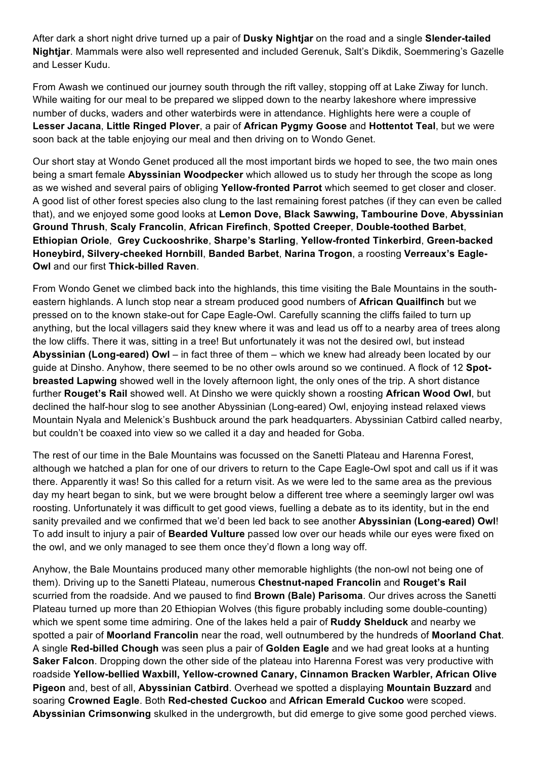After dark a short night drive turned up a pair of **Dusky Nightjar** on the road and a single **Slender-tailed Nightjar**. Mammals were also well represented and included Gerenuk, Salt's Dikdik, Soemmering's Gazelle and Lesser Kudu.

From Awash we continued our journey south through the rift valley, stopping off at Lake Ziway for lunch. While waiting for our meal to be prepared we slipped down to the nearby lakeshore where impressive number of ducks, waders and other waterbirds were in attendance. Highlights here were a couple of **Lesser Jacana**, **Little Ringed Plover**, a pair of **African Pygmy Goose** and **Hottentot Teal**, but we were soon back at the table enjoying our meal and then driving on to Wondo Genet.

Our short stay at Wondo Genet produced all the most important birds we hoped to see, the two main ones being a smart female **Abyssinian Woodpecker** which allowed us to study her through the scope as long as we wished and several pairs of obliging **Yellow-fronted Parrot** which seemed to get closer and closer. A good list of other forest species also clung to the last remaining forest patches (if they can even be called that), and we enjoyed some good looks at **Lemon Dove, Black Sawwing, Tambourine Dove**, **Abyssinian Ground Thrush**, **Scaly Francolin**, **African Firefinch**, **Spotted Creeper**, **Double-toothed Barbet**, **Ethiopian Oriole**, **Grey Cuckooshrike**, **Sharpe's Starling**, **Yellow-fronted Tinkerbird**, **Green-backed Honeybird, Silvery-cheeked Hornbill**, **Banded Barbet**, **Narina Trogon**, a roosting **Verreaux's Eagle-Owl** and our first **Thick-billed Raven**.

From Wondo Genet we climbed back into the highlands, this time visiting the Bale Mountains in the south-eastern highlands. A lunch stop near a stream produced good numbers of **African Quailfinch** but we pressed on to the known stake-out for Cape Eagle-Owl. Carefully scanning the cliffs failed to turn up anything, but the local villagers said they knew where it was and lead us off to a nearby area of trees along the low cliffs. There it was, sitting in a tree! But unfortunately it was not the desired owl, but instead **Abyssinian (Long-eared) Owl** – in fact three of them – which we knew had already been located by our guide at Dinsho. Anyhow, there seemed to be no other owls around so we continued. A flock of 12 **Spot-breasted Lapwing** showed well in the lovely afternoon light, the only ones of the trip. A short distance further **Rouget's Rail** showed well. At Dinsho we were quickly shown a roosting **African Wood Owl**, but declined the half-hour slog to see another Abyssinian (Long-eared) Owl, enjoying instead relaxed views Mountain Nyala and Melenick's Bushbuck around the park headquarters. Abyssinian Catbird called nearby, but couldn't be coaxed into view so we called it a day and headed for Goba.

The rest of our time in the Bale Mountains was focussed on the Sanetti Plateau and Harenna Forest, although we hatched a plan for one of our drivers to return to the Cape Eagle-Owl spot and call us if it was there. Apparently it was! So this called for a return visit. As we were led to the same area as the previous day my heart began to sink, but we were brought below a different tree where a seemingly larger owl was roosting. Unfortunately it was difficult to get good views, fuelling a debate as to its identity, but in the end sanity prevailed and we confirmed that we'd been led back to see another **Abyssinian (Long-eared) Owl**! To add insult to injury a pair of **Bearded Vulture** passed low over our heads while our eyes were fixed on the owl, and we only managed to see them once they'd flown a long way off.

Anyhow, the Bale Mountains produced many other memorable highlights (the non-owl not being one of them). Driving up to the Sanetti Plateau, numerous **Chestnut-naped Francolin** and **Rouget's Rail** scurried from the roadside. And we paused to find **Brown (Bale) Parisoma**. Our drives across the Sanetti Plateau turned up more than 20 Ethiopian Wolves (this figure probably including some double-counting) which we spent some time admiring. One of the lakes held a pair of **Ruddy Shelduck** and nearby we spotted a pair of **Moorland Francolin** near the road, well outnumbered by the hundreds of **Moorland Chat**. A single **Red-billed Chough** was seen plus a pair of **Golden Eagle** and we had great looks at a hunting **Saker Falcon**. Dropping down the other side of the plateau into Harenna Forest was very productive with roadside **Yellow-bellied Waxbill, Yellow-crowned Canary, Cinnamon Bracken Warbler, African Olive Pigeon** and, best of all, **Abyssinian Catbird**. Overhead we spotted a displaying **Mountain Buzzard** and soaring **Crowned Eagle**. Both **Red-chested Cuckoo** and **African Emerald Cuckoo** were scoped. **Abyssinian Crimsonwing** skulked in the undergrowth, but did emerge to give some good perched views.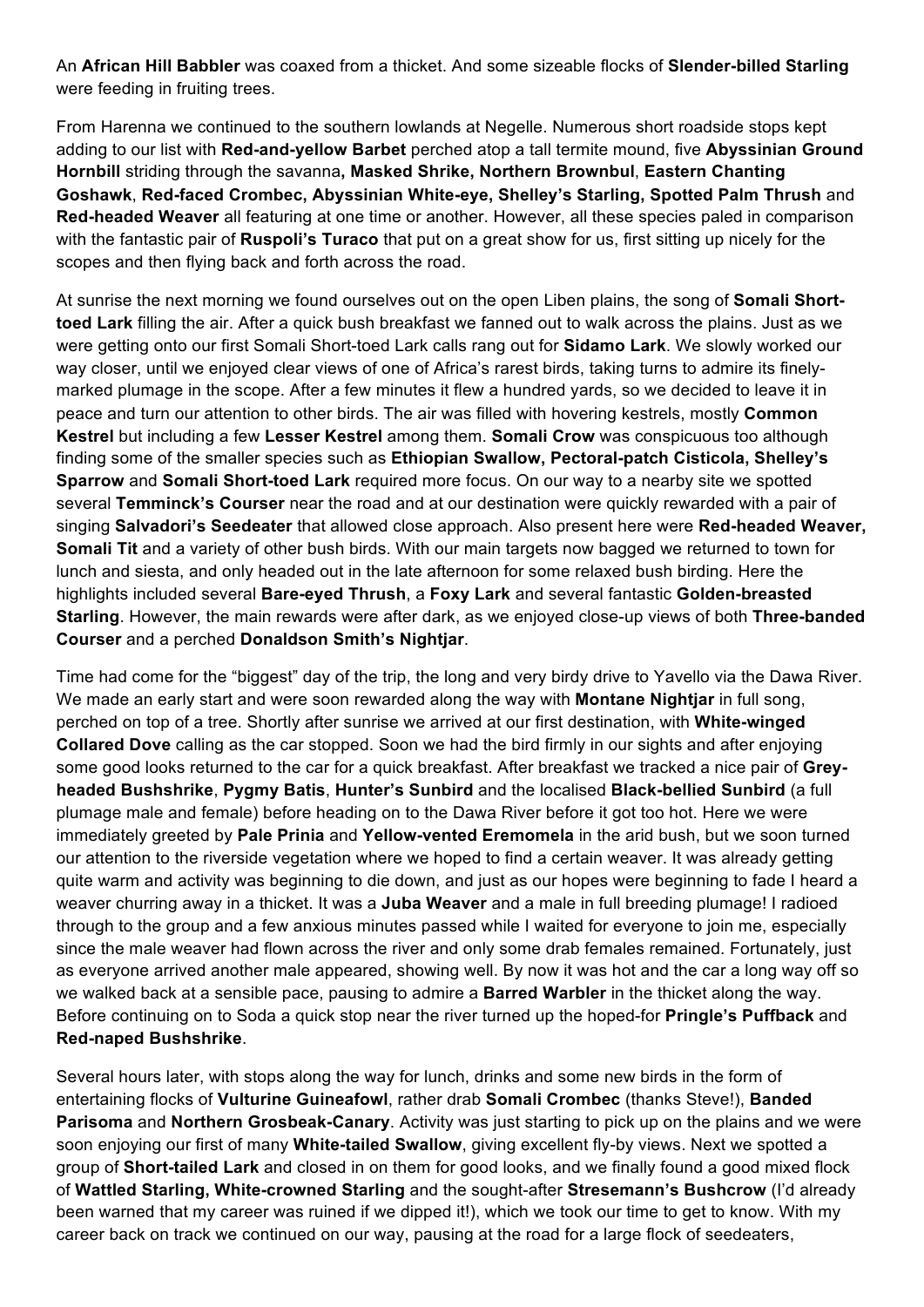An **African Hill Babbler** was coaxed from a thicket. And some sizeable flocks of **Slender-billed Starling** were feeding in fruiting trees.

From Harenna we continued to the southern lowlands at Negelle. Numerous short roadside stops kept adding to our list with **Red-and-yellow Barbet** perched atop a tall termite mound, five **Abyssinian Ground Hornbill** striding through the savanna**, Masked Shrike, Northern Brownbul**, **Eastern Chanting Goshawk**, **Red-faced Crombec, Abyssinian White-eye, Shelley's Starling, Spotted Palm Thrush** and **Red-headed Weaver** all featuring at one time or another. However, all these species paled in comparison with the fantastic pair of **Ruspoli's Turaco** that put on a great show for us, first sitting up nicely for the scopes and then flying back and forth across the road.

At sunrise the next morning we found ourselves out on the open Liben plains, the song of **Somali Short-toed Lark** filling the air. After a quick bush breakfast we fanned out to walk across the plains. Just as we were getting onto our first Somali Short-toed Lark calls rang out for **Sidamo Lark**. We slowly worked our way closer, until we enjoyed clear views of one of Africa's rarest birds, taking turns to admire its finely-marked plumage in the scope. After a few minutes it flew a hundred yards, so we decided to leave it in peace and turn our attention to other birds. The air was filled with hovering kestrels, mostly **Common Kestrel** but including a few **Lesser Kestrel** among them. **Somali Crow** was conspicuous too although finding some of the smaller species such as **Ethiopian Swallow, Pectoral-patch Cisticola, Shelley's Sparrow** and **Somali Short-toed Lark** required more focus. On our way to a nearby site we spotted several **Temminck's Courser** near the road and at our destination were quickly rewarded with a pair of singing **Salvadori's Seedeater** that allowed close approach. Also present here were **Red-headed Weaver, Somali Tit** and a variety of other bush birds. With our main targets now bagged we returned to town for lunch and siesta, and only headed out in the late afternoon for some relaxed bush birding. Here the highlights included several **Bare-eyed Thrush**, a **Foxy Lark** and several fantastic **Golden-breasted Starling**. However, the main rewards were after dark, as we enjoyed close-up views of both **Three-banded Courser** and a perched **Donaldson Smith's Nightjar**.

Time had come for the "biggest" day of the trip, the long and very birdy drive to Yavello via the Dawa River. We made an early start and were soon rewarded along the way with **Montane Nightjar** in full song, perched on top of a tree. Shortly after sunrise we arrived at our first destination, with **White-winged Collared Dove** calling as the car stopped. Soon we had the bird firmly in our sights and after enjoying some good looks returned to the car for a quick breakfast. After breakfast we tracked a nice pair of **Grey-headed Bushshrike**, **Pygmy Batis**, **Hunter's Sunbird** and the localised **Black-bellied Sunbird** (a full plumage male and female) before heading on to the Dawa River before it got too hot. Here we were immediately greeted by **Pale Prinia** and **Yellow-vented Eremomela** in the arid bush, but we soon turned our attention to the riverside vegetation where we hoped to find a certain weaver. It was already getting quite warm and activity was beginning to die down, and just as our hopes were beginning to fade I heard a weaver churring away in a thicket. It was a **Juba Weaver** and a male in full breeding plumage! I radioed through to the group and a few anxious minutes passed while I waited for everyone to join me, especially since the male weaver had flown across the river and only some drab females remained. Fortunately, just as everyone arrived another male appeared, showing well. By now it was hot and the car a long way off so we walked back at a sensible pace, pausing to admire a **Barred Warbler** in the thicket along the way. Before continuing on to Soda a quick stop near the river turned up the hoped-for **Pringle's Puffback** and **Red-naped Bushshrike**.

Several hours later, with stops along the way for lunch, drinks and some new birds in the form of entertaining flocks of **Vulturine Guineafowl**, rather drab **Somali Crombec** (thanks Steve!), **Banded Parisoma** and **Northern Grosbeak-Canary**. Activity was just starting to pick up on the plains and we were soon enjoying our first of many **White-tailed Swallow**, giving excellent fly-by views. Next we spotted a group of **Short-tailed Lark** and closed in on them for good looks, and we finally found a good mixed flock of **Wattled Starling, White-crowned Starling** and the sought-after **Stresemann's Bushcrow** (I'd already been warned that my career was ruined if we dipped it!), which we took our time to get to know. With my career back on track we continued on our way, pausing at the road for a large flock of seedeaters,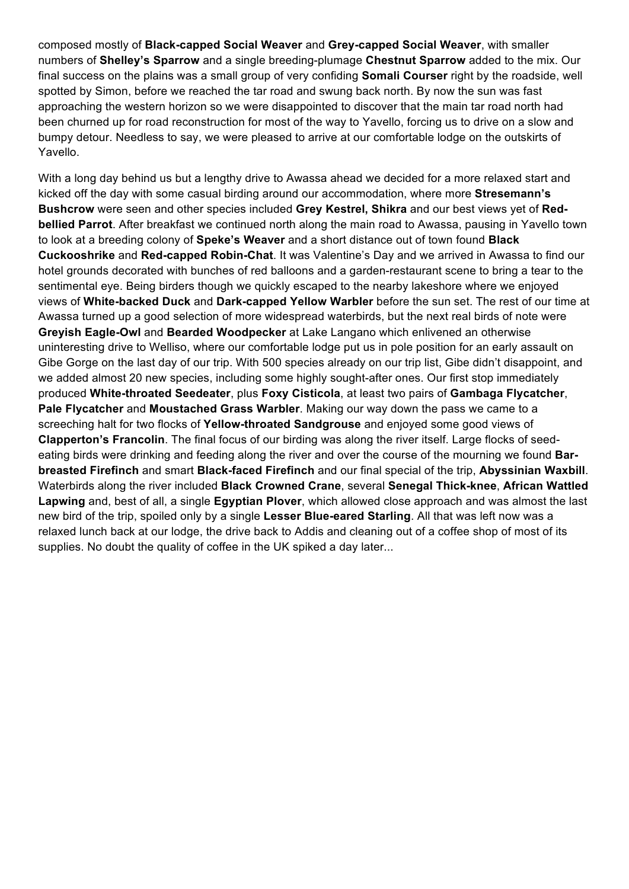composed mostly of **Black-capped Social Weaver** and **Grey-capped Social Weaver**, with smaller numbers of **Shelley's Sparrow** and a single breeding-plumage **Chestnut Sparrow** added to the mix. Our final success on the plains was a small group of very confiding **Somali Courser** right by the roadside, well spotted by Simon, before we reached the tar road and swung back north. By now the sun was fast approaching the western horizon so we were disappointed to discover that the main tar road north had been churned up for road reconstruction for most of the way to Yavello, forcing us to drive on a slow and bumpy detour. Needless to say, we were pleased to arrive at our comfortable lodge on the outskirts of Yavello.

With a long day behind us but a lengthy drive to Awassa ahead we decided for a more relaxed start and kicked off the day with some casual birding around our accommodation, where more **Stresemann's Bushcrow** were seen and other species included **Grey Kestrel, Shikra** and our best views yet of **Red-bellied Parrot**. After breakfast we continued north along the main road to Awassa, pausing in Yavello town to look at a breeding colony of **Speke's Weaver** and a short distance out of town found **Black Cuckooshrike** and **Red-capped Robin-Chat**. It was Valentine's Day and we arrived in Awassa to find our hotel grounds decorated with bunches of red balloons and a garden-restaurant scene to bring a tear to the sentimental eye. Being birders though we quickly escaped to the nearby lakeshore where we enjoyed views of **White-backed Duck** and **Dark-capped Yellow Warbler** before the sun set. The rest of our time at Awassa turned up a good selection of more widespread waterbirds, but the next real birds of note were **Greyish Eagle-Owl** and **Bearded Woodpecker** at Lake Langano which enlivened an otherwise uninteresting drive to Welliso, where our comfortable lodge put us in pole position for an early assault on Gibe Gorge on the last day of our trip. With 500 species already on our trip list, Gibe didn't disappoint, and we added almost 20 new species, including some highly sought-after ones. Our first stop immediately produced **White-throated Seedeater**, plus **Foxy Cisticola**, at least two pairs of **Gambaga Flycatcher**, **Pale Flycatcher** and **Moustached Grass Warbler**. Making our way down the pass we came to a screeching halt for two flocks of **Yellow-throated Sandgrouse** and enjoyed some good views of **Clapperton's Francolin**. The final focus of our birding was along the river itself. Large flocks of seed-eating birds were drinking and feeding along the river and over the course of the mourning we found **Bar-breasted Firefinch** and smart **Black-faced Firefinch** and our final special of the trip, **Abyssinian Waxbill**. Waterbirds along the river included **Black Crowned Crane**, several **Senegal Thick-knee**, **African Wattled Lapwing** and, best of all, a single **Egyptian Plover**, which allowed close approach and was almost the last new bird of the trip, spoiled only by a single **Lesser Blue-eared Starling**. All that was left now was a relaxed lunch back at our lodge, the drive back to Addis and cleaning out of a coffee shop of most of its supplies. No doubt the quality of coffee in the UK spiked a day later...